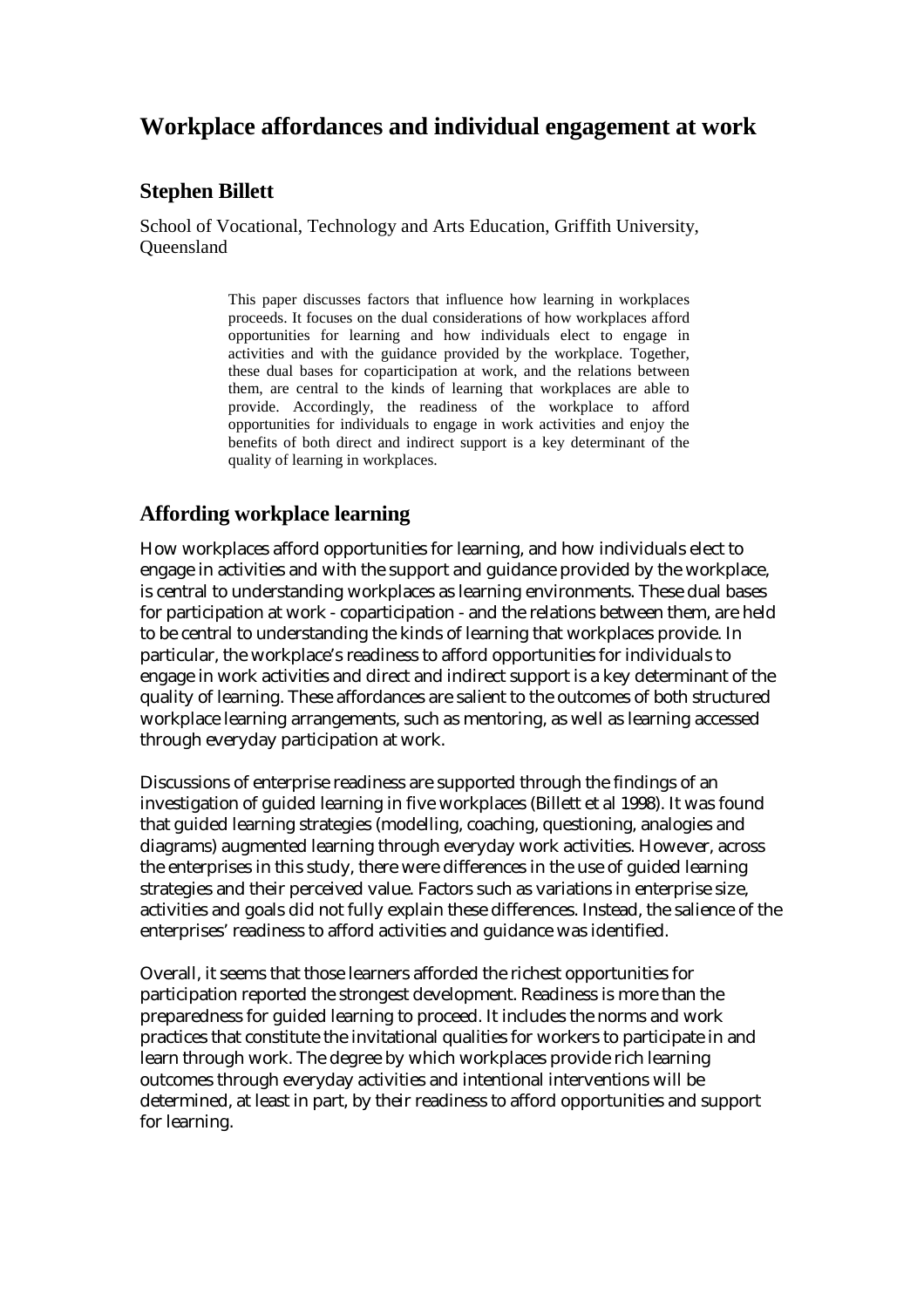# Workplace affordances and individual engagement at work

## Stephen Billett

School of Vocational, Technology and Arts Education, Griffith University, Queensland

> This paper discusses factors that influence how learning in workplaces proceeds. It focuses on the dual considerations of how workplaces afford opportunities for learning and how individuals elect to engage in activities and with the guidance provided by the workplace. Together, these dual bases for coparticipation at work, and the relations between them, are central to the kinds of learning that workplaces are able to provide. Accordingly, the readiness of the workplace to afford opportunities for individuals to engage in work activities and enjoy the benefits of both direct and indirect support is a key determinant of the quality of learning in workplaces.

## Affording workplace learning

How workplaces afford opportunities for learning, and how individuals elect to engage in activities and with the support and guidance provided by the workplace, is central to understanding workplaces as learning environments. These dual bases for participation at work - coparticipation - and the relations between them, are held to be central to understanding the kinds of learning that workplaces provide. In particular, the workplace's readiness to afford opportunities for individuals to engage in work activities and direct and indirect support is a key determinant of the quality of learning. These affordances are salient to the outcomes of both structured workplace learning arrangements, such as mentoring, as well as learning accessed through everyday participation at work.

Discussions of enterprise readiness are supported through the findings of an investigation of guided learning in five workplaces (Billett et al 1998). It was found that guided learning strategies (modelling, coaching, questioning, analogies and diagrams) augmented learning through everyday work activities. However, across the enterprises in this study, there were differences in the use of guided learning strategies and their perceived value. Factors such as variations in enterprise size, activities and goals did not fully explain these differences. Instead, the salience of the enterprises' readiness to afford activities and guidance was identified.

Overall, it seems that those learners afforded the richest opportunities for participation reported the strongest development. Readiness is more than the preparedness for guided learning to proceed. It includes the norms and work practices that constitute the invitational qualities for workers to participate in and learn through work. The degree by which workplaces provide rich learning outcomes through everyday activities and intentional interventions will be determined, at least in part, by their readiness to afford opportunities and support for learning.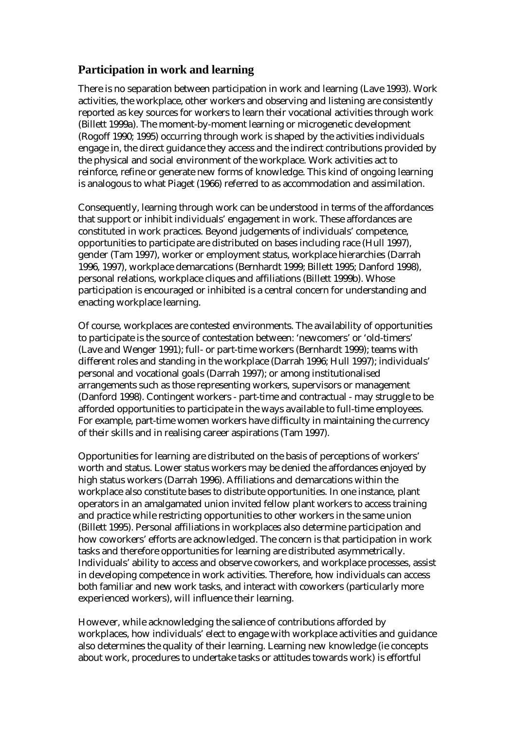## Participation in work and learning

There is no separation between participation in work and learning (Lave 1993). Work activities, the workplace, other workers and observing and listening are consistently reported as key sources for workers to learn their vocational activities through work (Billett 1999a). The moment-by-moment learning or microgenetic development (Rogoff 1990; 1995) occurring through work is shaped by the activities individuals engage in, the direct guidance they access and the indirect contributions provided by the physical and social environment of the workplace. Work activities act to reinforce, refine or generate new forms of knowledge. This kind of ongoing learning is analogous to what Piaget (1966) referred to as accommodation and assimilation.

Consequently, learning through work can be understood in terms of the affordances that support or inhibit individuals' engagement in work. These affordances are constituted in work practices. Beyond judgements of individuals' competence, opportunities to participate are distributed on bases including race (Hull 1997), gender (Tam 1997), worker or employment status, workplace hierarchies (Darrah 1996, 1997), workplace demarcations (Bernhardt 1999; Billett 1995; Danford 1998), personal relations, workplace cliques and affiliations (Billett 1999b). Whose participation is encouraged or inhibited is a central concern for understanding and enacting workplace learning.

Of course, workplaces are contested environments. The availability of opportunities to participate is the source of contestation between: 'newcomers' or 'old-timers' (Lave and Wenger 1991); full- or part-time workers (Bernhardt 1999); teams with different roles and standing in the workplace (Darrah 1996; Hull 1997); individuals' personal and vocational goals (Darrah 1997); or among institutionalised arrangements such as those representing workers, supervisors or management (Danford 1998). Contingent workers - part-time and contractual - may struggle to be afforded opportunities to participate in the ways available to full-time employees. For example, part-time women workers have difficulty in maintaining the currency of their skills and in realising career aspirations (Tam 1997).

Opportunities for learning are distributed on the basis of perceptions of workers' worth and status. Lower status workers may be denied the affordances enjoyed by high status workers (Darrah 1996). Affiliations and demarcations within the workplace also constitute bases to distribute opportunities. In one instance, plant operators in an amalgamated union invited fellow plant workers to access training and practice while restricting opportunities to other workers in the same union (Billett 1995). Personal affiliations in workplaces also determine participation and how coworkers' efforts are acknowledged. The concern is that participation in work tasks and therefore opportunities for learning are distributed asymmetrically. Individuals' ability to access and observe coworkers, and workplace processes, assist in developing competence in work activities. Therefore, how individuals can access both familiar and new work tasks, and interact with coworkers (particularly more experienced workers), will influence their learning.

However, while acknowledging the salience of contributions afforded by workplaces, how individuals' elect to engage with workplace activities and guidance also determines the quality of their learning. Learning new knowledge (ie concepts about work, procedures to undertake tasks or attitudes towards work) is effortful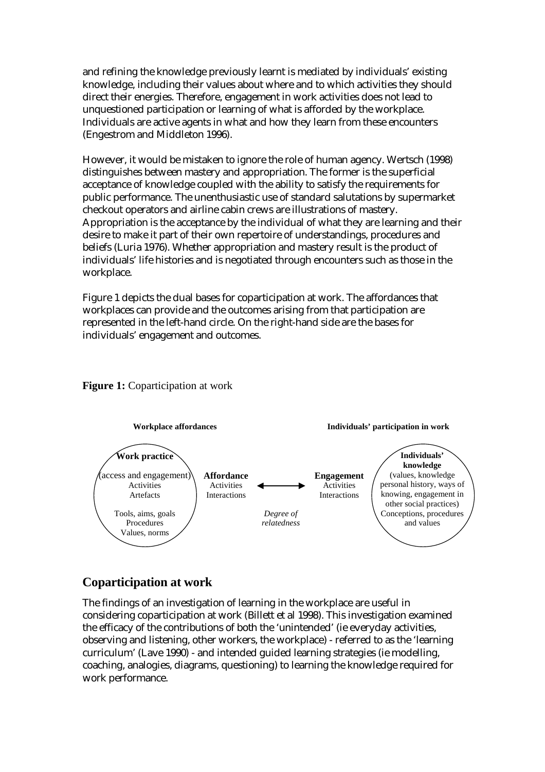and refining the knowledge previously learnt is mediated by individuals' existing knowledge, including their values about where and to which activities they should direct their energies. Therefore, engagement in work activities does not lead to unquestioned participation or learning of what is afforded by the workplace. Individuals are active agents in what and how they learn from these encounters (Engestrom and Middleton 1996).

However, it would be mistaken to ignore the role of human agency. Wertsch (1998) distinguishes between mastery and appropriation. The former is the superficial acceptance of knowledge coupled with the ability to satisfy the requirements for public performance. The unenthusiastic use of standard salutations by supermarket checkout operators and airline cabin crews are illustrations of mastery. Appropriation is the acceptance by the individual of what they are learning and their desire to make it part of their own repertoire of understandings, procedures and beliefs (Luria 1976). Whether appropriation and mastery result is the product of individuals' life histories and is negotiated through encounters such as those in the workplace.

Figure 1 depicts the dual bases for coparticipation at work. The affordances that workplaces can provide and the outcomes arising from that participation are represented in the left-hand circle. On the right-hand side are the bases for individuals' engagement and outcomes.

**Figure 1:** Coparticipation at work

**Workplace affordances**

**Work practice**
(access and engagement)
Activities
Artefacts
Tools, aims, goals
Procedures
Values, norms

**Affordance**
Activities
Interactions

↔

*Degree of relatedness*

**Engagement**
Activities
Interactions

**Individuals' participation in work**

**Individuals' knowledge**
(values, knowledge personal history, ways of knowing, engagement in other social practices)
Conceptions, procedures and values

## Coparticipation at work

The findings of an investigation of learning in the workplace are useful in considering coparticipation at work (Billett et al 1998). This investigation examined the efficacy of the contributions of both the 'unintended' (ie everyday activities, observing and listening, other workers, the workplace) - referred to as the 'learning curriculum' (Lave 1990) - and intended guided learning strategies (ie modelling, coaching, analogies, diagrams, questioning) to learning the knowledge required for work performance.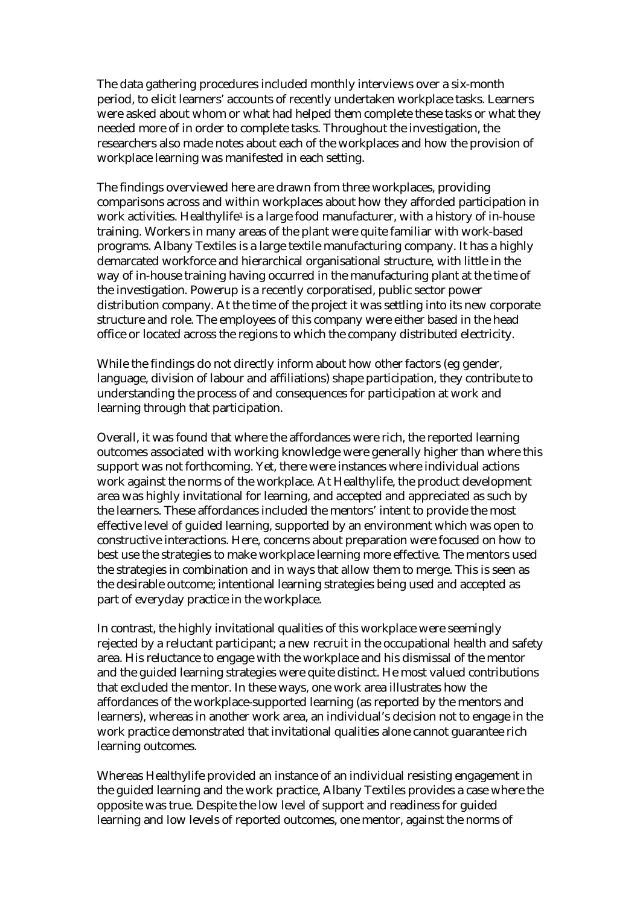The data gathering procedures included monthly interviews over a six-month period, to elicit learners' accounts of recently undertaken workplace tasks. Learners were asked about whom or what had helped them complete these tasks or what they needed more of in order to complete tasks. Throughout the investigation, the researchers also made notes about each of the workplaces and how the provision of workplace learning was manifested in each setting.

The findings overviewed here are drawn from three workplaces, providing comparisons across and within workplaces about how they afforded participation in work activities. Healthylife[1] is a large food manufacturer, with a history of in-house training. Workers in many areas of the plant were quite familiar with work-based programs. Albany Textiles is a large textile manufacturing company. It has a highly demarcated workforce and hierarchical organisational structure, with little in the way of in-house training having occurred in the manufacturing plant at the time of the investigation. Powerup is a recently corporatised, public sector power distribution company. At the time of the project it was settling into its new corporate structure and role. The employees of this company were either based in the head office or located across the regions to which the company distributed electricity.

While the findings do not directly inform about how other factors (eg gender, language, division of labour and affiliations) shape participation, they contribute to understanding the process of and consequences for participation at work and learning through that participation.

Overall, it was found that where the affordances were rich, the reported learning outcomes associated with working knowledge were generally higher than where this support was not forthcoming. Yet, there were instances where individual actions work against the norms of the workplace. At Healthylife, the product development area was highly invitational for learning, and accepted and appreciated as such by the learners. These affordances included the mentors' intent to provide the most effective level of guided learning, supported by an environment which was open to constructive interactions. Here, concerns about preparation were focused on how to best use the strategies to make workplace learning more effective. The mentors used the strategies in combination and in ways that allow them to merge. This is seen as the desirable outcome; intentional learning strategies being used and accepted as part of everyday practice in the workplace.

In contrast, the highly invitational qualities of this workplace were seemingly rejected by a reluctant participant; a new recruit in the occupational health and safety area. His reluctance to engage with the workplace and his dismissal of the mentor and the guided learning strategies were quite distinct. He most valued contributions that excluded the mentor. In these ways, one work area illustrates how the affordances of the workplace-supported learning (as reported by the mentors and learners), whereas in another work area, an individual's decision not to engage in the work practice demonstrated that invitational qualities alone cannot guarantee rich learning outcomes.

Whereas Healthylife provided an instance of an individual resisting engagement in the guided learning and the work practice, Albany Textiles provides a case where the opposite was true. Despite the low level of support and readiness for guided learning and low levels of reported outcomes, one mentor, against the norms of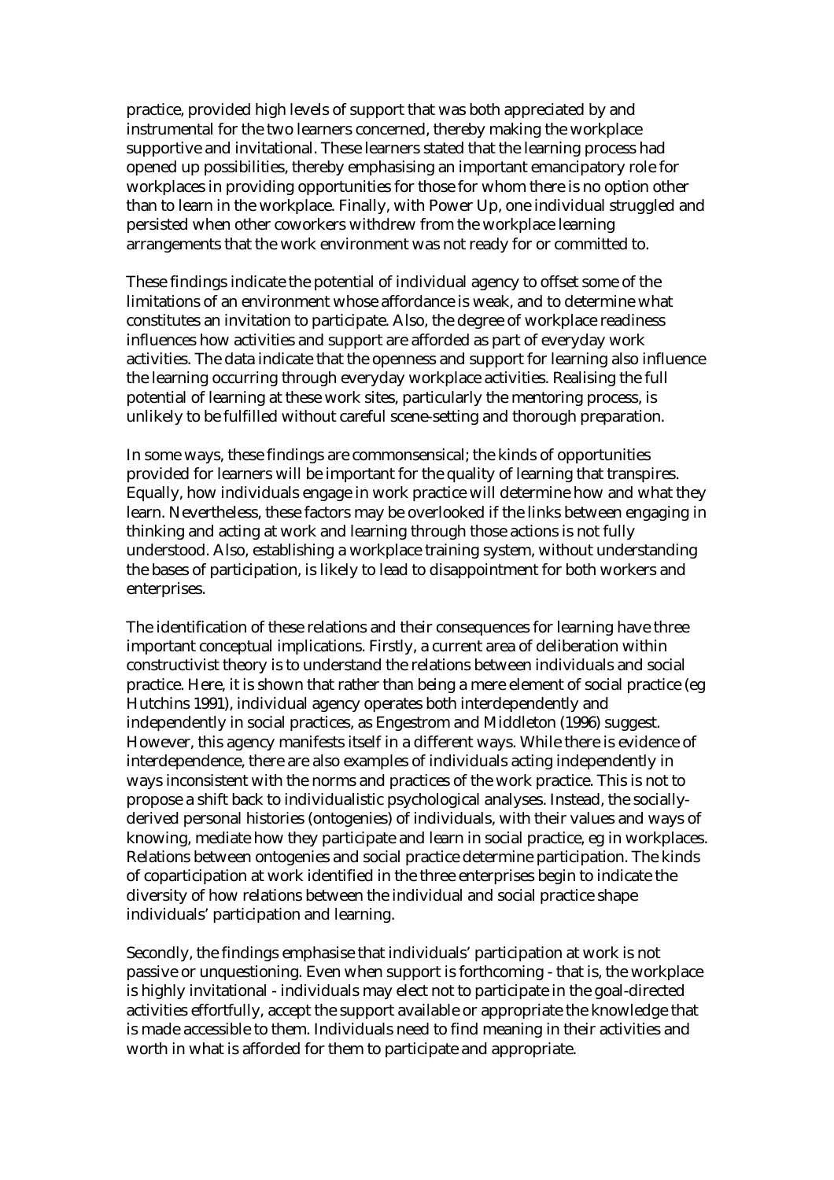practice, provided high levels of support that was both appreciated by and instrumental for the two learners concerned, thereby making the workplace supportive and invitational. These learners stated that the learning process had opened up possibilities, thereby emphasising an important emancipatory role for workplaces in providing opportunities for those for whom there is no option other than to learn in the workplace. Finally, with Power Up, one individual struggled and persisted when other coworkers withdrew from the workplace learning arrangements that the work environment was not ready for or committed to.

These findings indicate the potential of individual agency to offset some of the limitations of an environment whose affordance is weak, and to determine what constitutes an invitation to participate. Also, the degree of workplace readiness influences how activities and support are afforded as part of everyday work activities. The data indicate that the openness and support for learning also influence the learning occurring through everyday workplace activities. Realising the full potential of learning at these work sites, particularly the mentoring process, is unlikely to be fulfilled without careful scene-setting and thorough preparation.

In some ways, these findings are commonsensical; the kinds of opportunities provided for learners will be important for the quality of learning that transpires. Equally, how individuals engage in work practice will determine how and what they learn. Nevertheless, these factors may be overlooked if the links between engaging in thinking and acting at work and learning through those actions is not fully understood. Also, establishing a workplace training system, without understanding the bases of participation, is likely to lead to disappointment for both workers and enterprises.

The identification of these relations and their consequences for learning have three important conceptual implications. Firstly, a current area of deliberation within constructivist theory is to understand the relations between individuals and social practice. Here, it is shown that rather than being a mere element of social practice (eg Hutchins 1991), individual agency operates both interdependently and independently in social practices, as Engestrom and Middleton (1996) suggest. However, this agency manifests itself in a different ways. While there is evidence of interdependence, there are also examples of individuals acting independently in ways inconsistent with the norms and practices of the work practice. This is not to propose a shift back to individualistic psychological analyses. Instead, the socially-derived personal histories (ontogenies) of individuals, with their values and ways of knowing, mediate how they participate and learn in social practice, eg in workplaces. Relations between ontogenies and social practice determine participation. The kinds of coparticipation at work identified in the three enterprises begin to indicate the diversity of how relations between the individual and social practice shape individuals' participation and learning.

Secondly, the findings emphasise that individuals' participation at work is not passive or unquestioning. Even when support is forthcoming - that is, the workplace is highly invitational - individuals may elect not to participate in the goal-directed activities effortfully, accept the support available or appropriate the knowledge that is made accessible to them. Individuals need to find meaning in their activities and worth in what is afforded for them to participate and appropriate.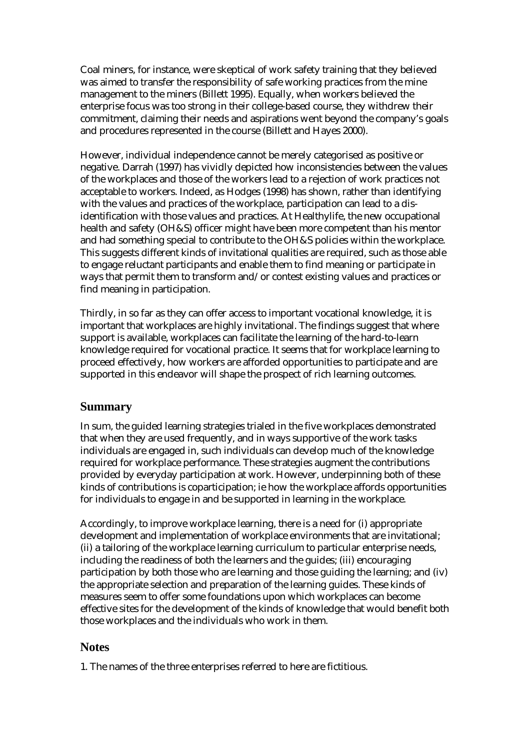Coal miners, for instance, were skeptical of work safety training that they believed was aimed to transfer the responsibility of safe working practices from the mine management to the miners (Billett 1995). Equally, when workers believed the enterprise focus was too strong in their college-based course, they withdrew their commitment, claiming their needs and aspirations went beyond the company's goals and procedures represented in the course (Billett and Hayes 2000).

However, individual independence cannot be merely categorised as positive or negative. Darrah (1997) has vividly depicted how inconsistencies between the values of the workplaces and those of the workers lead to a rejection of work practices not acceptable to workers. Indeed, as Hodges (1998) has shown, rather than identifying with the values and practices of the workplace, participation can lead to a dis-identification with those values and practices. At Healthylife, the new occupational health and safety (OH&S) officer might have been more competent than his mentor and had something special to contribute to the OH&S policies within the workplace. This suggests different kinds of invitational qualities are required, such as those able to engage reluctant participants and enable them to find meaning or participate in ways that permit them to transform and/or contest existing values and practices or find meaning in participation.

Thirdly, in so far as they can offer access to important vocational knowledge, it is important that workplaces are highly invitational. The findings suggest that where support is available, workplaces can facilitate the learning of the hard-to-learn knowledge required for vocational practice. It seems that for workplace learning to proceed effectively, how workers are afforded opportunities to participate and are supported in this endeavor will shape the prospect of rich learning outcomes.

## Summary

In sum, the guided learning strategies trialed in the five workplaces demonstrated that when they are used frequently, and in ways supportive of the work tasks individuals are engaged in, such individuals can develop much of the knowledge required for workplace performance. These strategies augment the contributions provided by everyday participation at work. However, underpinning both of these kinds of contributions is coparticipation; ie how the workplace affords opportunities for individuals to engage in and be supported in learning in the workplace.

Accordingly, to improve workplace learning, there is a need for (i) appropriate development and implementation of workplace environments that are invitational; (ii) a tailoring of the workplace learning curriculum to particular enterprise needs, including the readiness of both the learners and the guides; (iii) encouraging participation by both those who are learning and those guiding the learning; and (iv) the appropriate selection and preparation of the learning guides. These kinds of measures seem to offer some foundations upon which workplaces can become effective sites for the development of the kinds of knowledge that would benefit both those workplaces and the individuals who work in them.

## Notes

1. The names of the three enterprises referred to here are fictitious.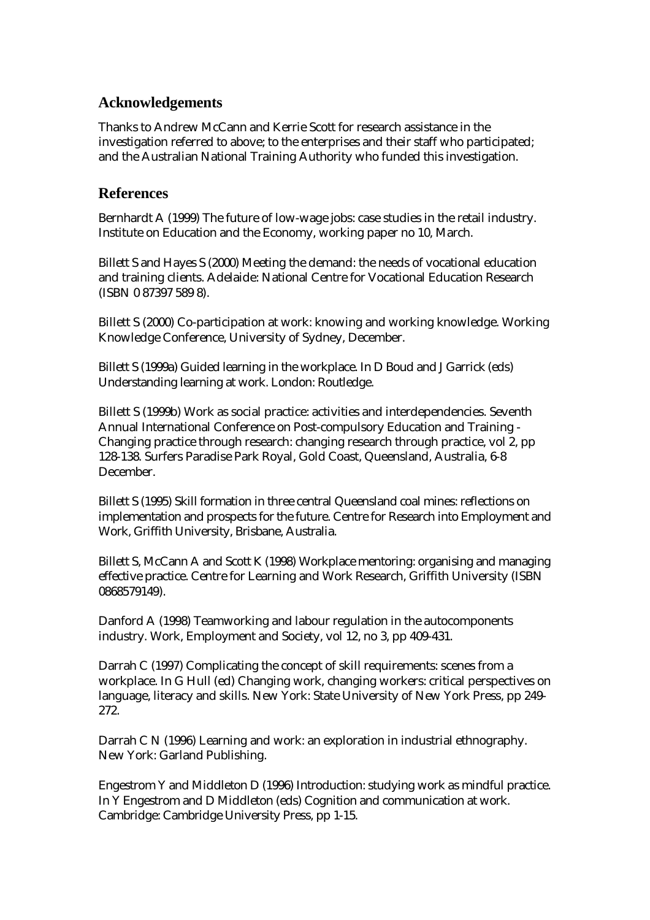## Acknowledgements

Thanks to Andrew McCann and Kerrie Scott for research assistance in the investigation referred to above; to the enterprises and their staff who participated; and the Australian National Training Authority who funded this investigation.

## References

Bernhardt A (1999) The future of low-wage jobs: case studies in the retail industry. Institute on Education and the Economy, working paper no 10, March.

Billett S and Hayes S (2000) Meeting the demand: the needs of vocational education and training clients. Adelaide: National Centre for Vocational Education Research (ISBN 0 87397 589 8).

Billett S (2000) Co-participation at work: knowing and working knowledge. Working Knowledge Conference, University of Sydney, December.

Billett S (1999a) Guided learning in the workplace. In D Boud and J Garrick (eds) Understanding learning at work. London: Routledge.

Billett S (1999b) Work as social practice: activities and interdependencies. Seventh Annual International Conference on Post-compulsory Education and Training - Changing practice through research: changing research through practice, vol 2, pp 128-138. Surfers Paradise Park Royal, Gold Coast, Queensland, Australia, 6-8 December.

Billett S (1995) Skill formation in three central Queensland coal mines: reflections on implementation and prospects for the future. Centre for Research into Employment and Work, Griffith University, Brisbane, Australia.

Billett S, McCann A and Scott K (1998) Workplace mentoring: organising and managing effective practice. Centre for Learning and Work Research, Griffith University (ISBN 0868579149).

Danford A (1998) Teamworking and labour regulation in the autocomponents industry. Work, Employment and Society, vol 12, no 3, pp 409-431.

Darrah C (1997) Complicating the concept of skill requirements: scenes from a workplace. In G Hull (ed) Changing work, changing workers: critical perspectives on language, literacy and skills. New York: State University of New York Press, pp 249-272.

Darrah C N (1996) Learning and work: an exploration in industrial ethnography. New York: Garland Publishing.

Engestrom Y and Middleton D (1996) Introduction: studying work as mindful practice. In Y Engestrom and D Middleton (eds) Cognition and communication at work. Cambridge: Cambridge University Press, pp 1-15.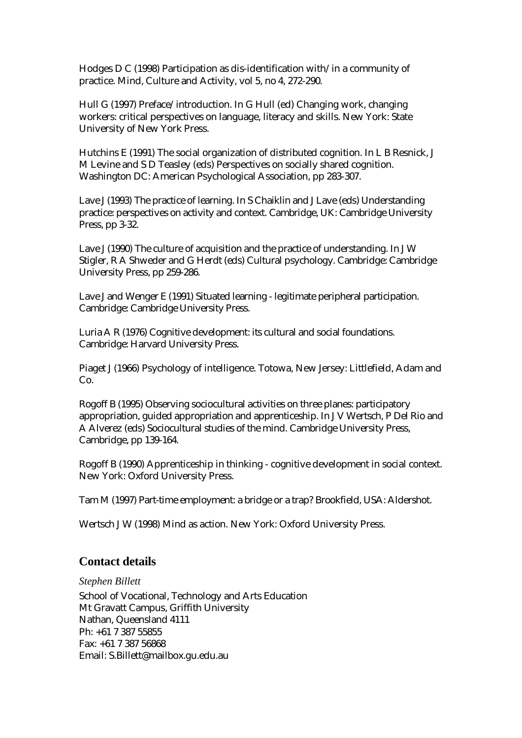Hodges D C (1998) Participation as dis-identification with/in a community of practice. Mind, Culture and Activity, vol 5, no 4, 272-290.

Hull G (1997) Preface/introduction. In G Hull (ed) Changing work, changing workers: critical perspectives on language, literacy and skills. New York: State University of New York Press.

Hutchins E (1991) The social organization of distributed cognition. In L B Resnick, J M Levine and S D Teasley (eds) Perspectives on socially shared cognition. Washington DC: American Psychological Association, pp 283-307.

Lave J (1993) The practice of learning. In S Chaiklin and J Lave (eds) Understanding practice: perspectives on activity and context. Cambridge, UK: Cambridge University Press, pp 3-32.

Lave J (1990) The culture of acquisition and the practice of understanding. In J W Stigler, R A Shweder and G Herdt (eds) Cultural psychology. Cambridge: Cambridge University Press, pp 259-286.

Lave J and Wenger E (1991) Situated learning - legitimate peripheral participation. Cambridge: Cambridge University Press.

Luria A R (1976) Cognitive development: its cultural and social foundations. Cambridge: Harvard University Press.

Piaget J (1966) Psychology of intelligence. Totowa, New Jersey: Littlefield, Adam and Co.

Rogoff B (1995) Observing sociocultural activities on three planes: participatory appropriation, guided appropriation and apprenticeship. In J V Wertsch, P Del Rio and A Alverez (eds) Sociocultural studies of the mind. Cambridge University Press, Cambridge, pp 139-164.

Rogoff B (1990) Apprenticeship in thinking - cognitive development in social context. New York: Oxford University Press.

Tam M (1997) Part-time employment: a bridge or a trap? Brookfield, USA: Aldershot.

Wertsch J W (1998) Mind as action. New York: Oxford University Press.

## Contact details

*Stephen Billett*

School of Vocational, Technology and Arts Education
Mt Gravatt Campus, Griffith University
Nathan, Queensland 4111
Ph: +61 7 387 55855
Fax: +61 7 387 56868
Email: S.Billett@mailbox.gu.edu.au